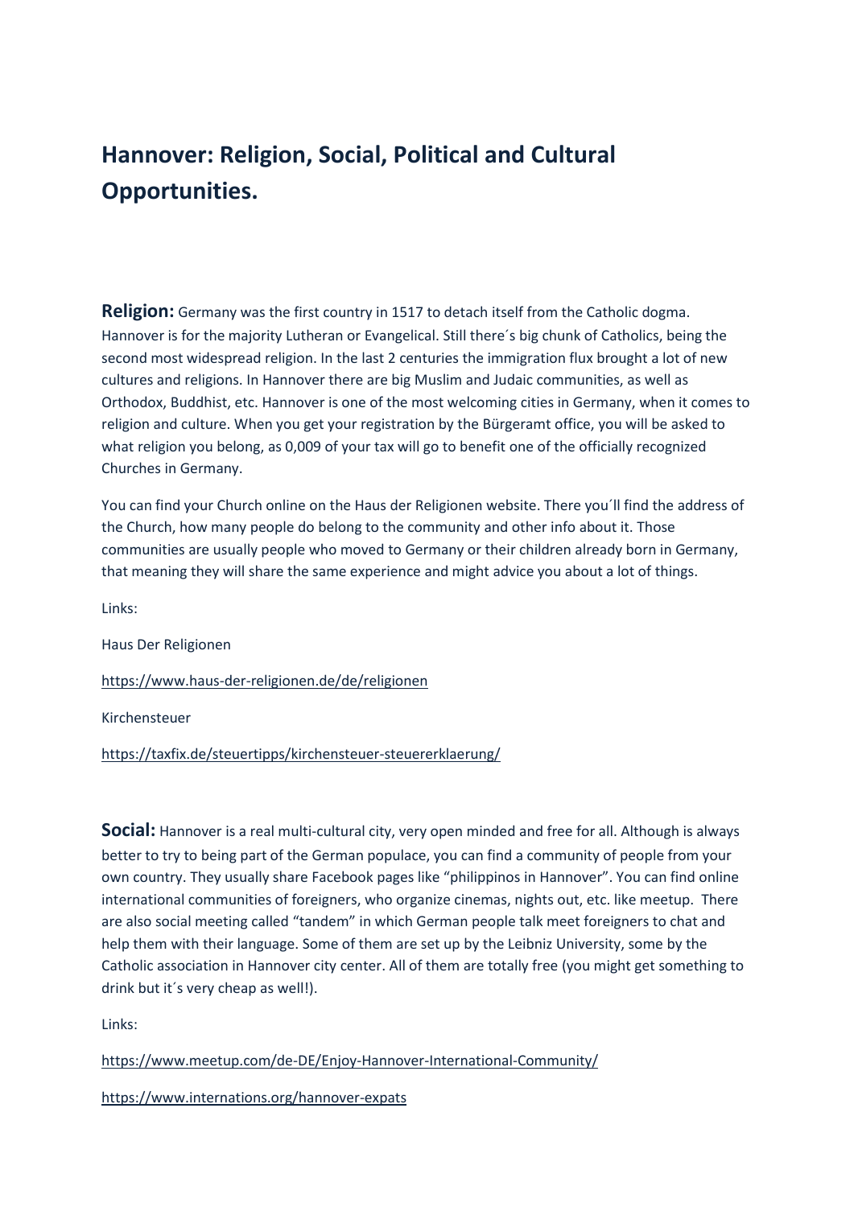# Hannover: Religion, Social, Political and Cultural Opportunities.

**Religion:** Germany was the first country in 1517 to detach itself from the Catholic dogma. Hannover is for the majority Lutheran or Evangelical. Still there´s big chunk of Catholics, being the second most widespread religion. In the last 2 centuries the immigration flux brought a lot of new cultures and religions. In Hannover there are big Muslim and Judaic communities, as well as Orthodox, Buddhist, etc. Hannover is one of the most welcoming cities in Germany, when it comes to religion and culture. When you get your registration by the Bürgeramt office, you will be asked to what religion you belong, as 0,009 of your tax will go to benefit one of the officially recognized Churches in Germany.

You can find your Church online on the Haus der Religionen website. There you´ll find the address of the Church, how many people do belong to the community and other info about it. Those communities are usually people who moved to Germany or their children already born in Germany, that meaning they will share the same experience and might advice you about a lot of things.

Links:

Haus Der Religionen

https://www.haus-der-religionen.de/de/religionen

Kirchensteuer

https://taxfix.de/steuertipps/kirchensteuer-steuererklaerung/

**Social:** Hannover is a real multi-cultural city, very open minded and free for all. Although is always better to try to being part of the German populace, you can find a community of people from your own country. They usually share Facebook pages like "philippinos in Hannover". You can find online international communities of foreigners, who organize cinemas, nights out, etc. like meetup. There are also social meeting called "tandem" in which German people talk meet foreigners to chat and help them with their language. Some of them are set up by the Leibniz University, some by the Catholic association in Hannover city center. All of them are totally free (you might get something to drink but it´s very cheap as well!).

Links:

https://www.meetup.com/de-DE/Enjoy-Hannover-International-Community/

https://www.internations.org/hannover-expats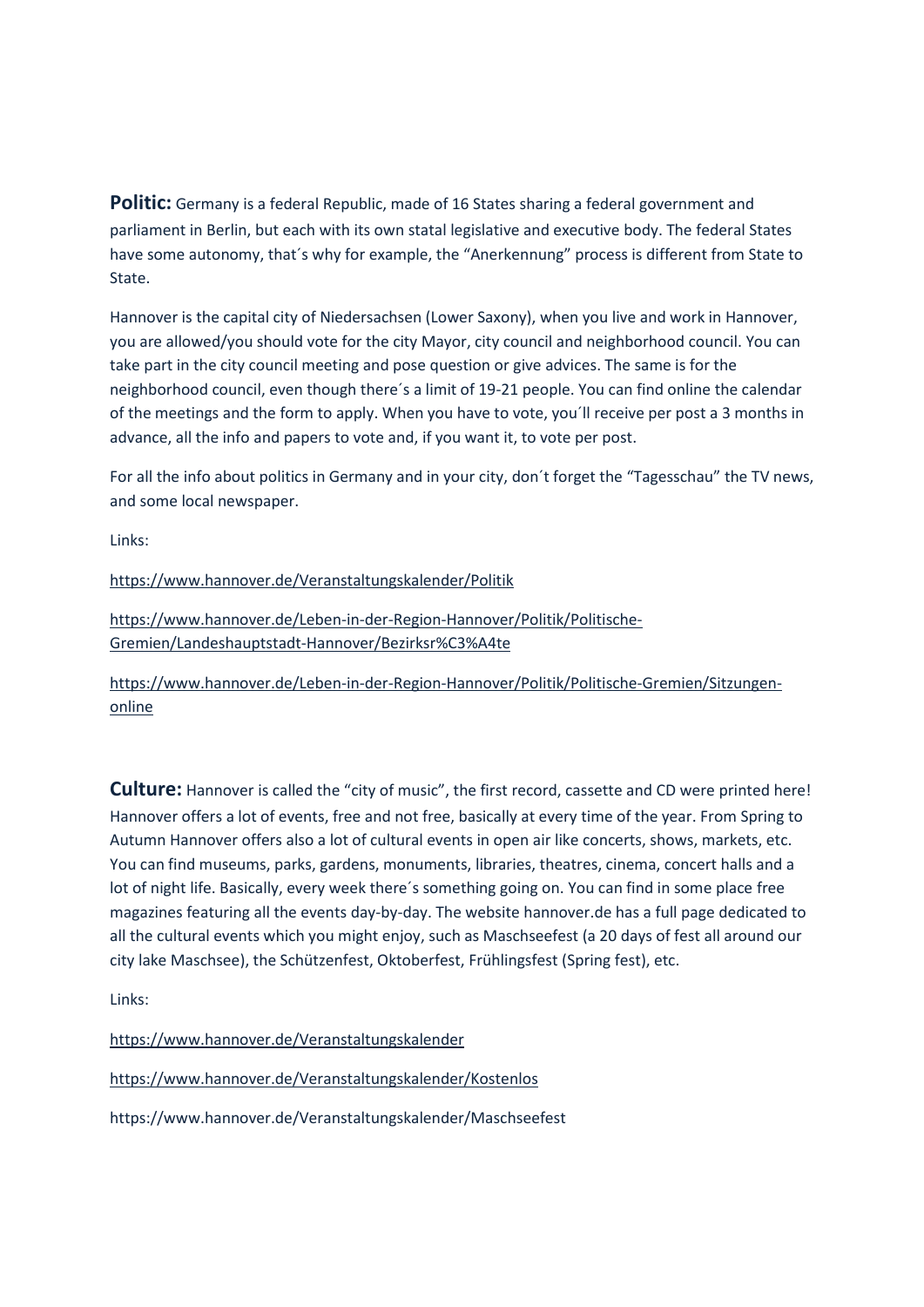**Politic:** Germany is a federal Republic, made of 16 States sharing a federal government and parliament in Berlin, but each with its own statal legislative and executive body. The federal States have some autonomy, that´s why for example, the "Anerkennung" process is different from State to State.

Hannover is the capital city of Niedersachsen (Lower Saxony), when you live and work in Hannover, you are allowed/you should vote for the city Mayor, city council and neighborhood council. You can take part in the city council meeting and pose question or give advices. The same is for the neighborhood council, even though there´s a limit of 19-21 people. You can find online the calendar of the meetings and the form to apply. When you have to vote, you´ll receive per post a 3 months in advance, all the info and papers to vote and, if you want it, to vote per post.

For all the info about politics in Germany and in your city, don´t forget the "Tagesschau" the TV news, and some local newspaper.

Links:

https://www.hannover.de/Veranstaltungskalender/Politik

https://www.hannover.de/Leben-in-der-Region-Hannover/Politik/Politische-Gremien/Landeshauptstadt-Hannover/Bezirksr%C3%A4te

https://www.hannover.de/Leben-in-der-Region-Hannover/Politik/Politische-Gremien/Sitzungen-online

**Culture:** Hannover is called the "city of music", the first record, cassette and CD were printed here! Hannover offers a lot of events, free and not free, basically at every time of the year. From Spring to Autumn Hannover offers also a lot of cultural events in open air like concerts, shows, markets, etc. You can find museums, parks, gardens, monuments, libraries, theatres, cinema, concert halls and a lot of night life. Basically, every week there´s something going on. You can find in some place free magazines featuring all the events day-by-day. The website hannover.de has a full page dedicated to all the cultural events which you might enjoy, such as Maschseefest (a 20 days of fest all around our city lake Maschsee), the Schützenfest, Oktoberfest, Frühlingsfest (Spring fest), etc.

Links:

https://www.hannover.de/Veranstaltungskalender

https://www.hannover.de/Veranstaltungskalender/Kostenlos

https://www.hannover.de/Veranstaltungskalender/Maschseefest